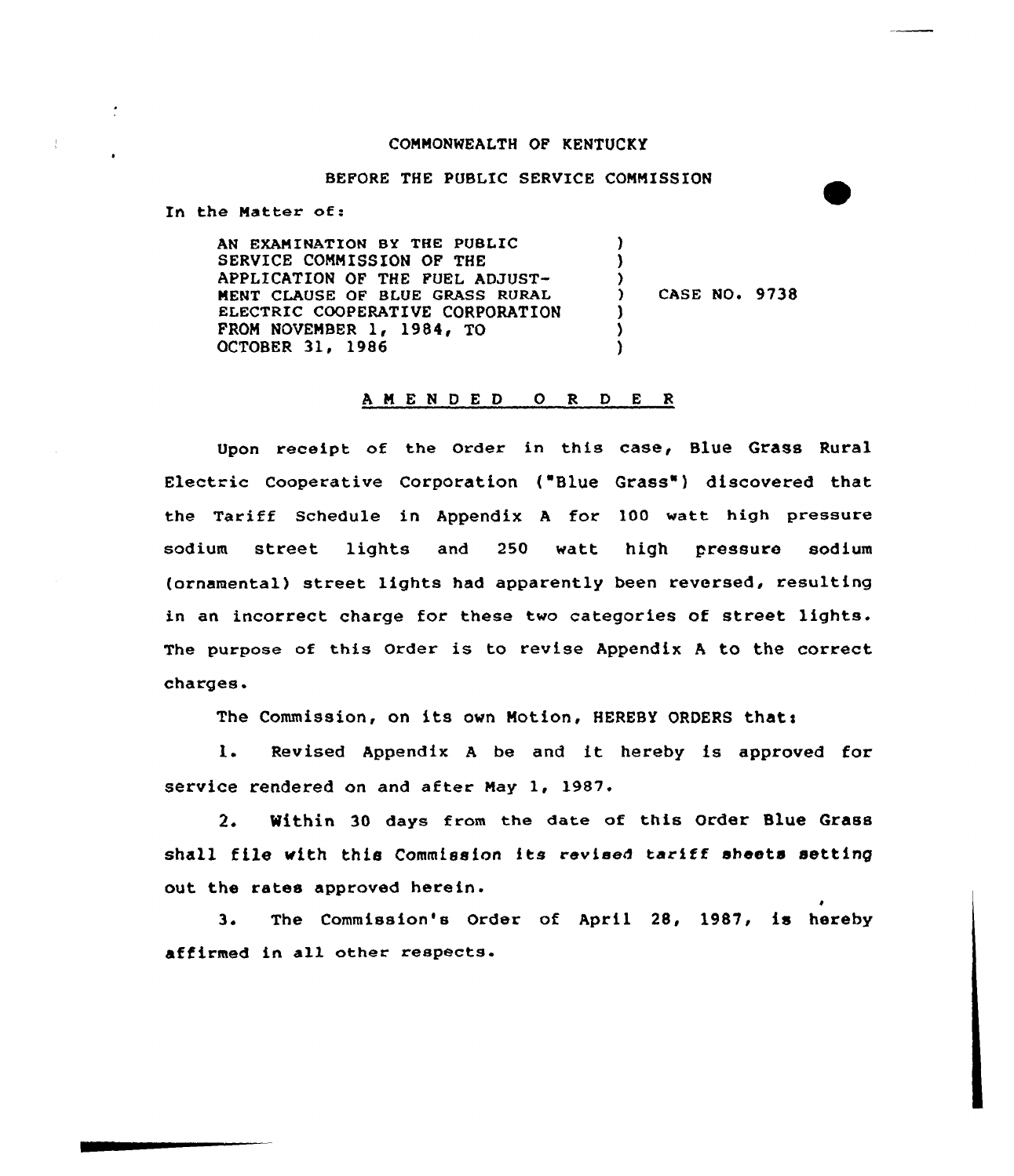COMMONWEALTH OF KENTUCKY

BEFORE THE PUBLIC SERVICE COMMISSION

In the Matter of:

| | | |
|---|---|---|
| AN EXAMINATION BY THE PUBLIC SERVICE COMMISSION OF THE APPLICATION OF THE FUEL ADJUSTMENT CLAUSE OF BLUE GRASS RURAL ELECTRIC COOPERATIVE CORPORATION FROM NOVEMBER 1, 1984, TO OCTOBER 31, 1986 | ) | CASE NO. 9738 |

## AMENDED ORDER

Upon receipt of the Order in this case, Blue Grass Rural Electric Cooperative Corporation ("Blue Grass") discovered that the Tariff Schedule in Appendix A for 100 watt high pressure sodium street lights and 250 watt high pressure sodium (ornamental) street lights had apparently been reversed, resulting in an incorrect charge for these two categories of street lights. The purpose of this Order is to revise Appendix A to the correct charges.

The Commission, on its own Motion, HEREBY ORDERS that:

1. Revised Appendix A be and it hereby is approved for service rendered on and after May 1, 1987.

2. Within 30 days from the date of this Order Blue Grass shall file with this Commission its revised tariff sheets setting out the rates approved herein.

3. The Commission's Order of April 28, 1987, is hereby affirmed in all other respects.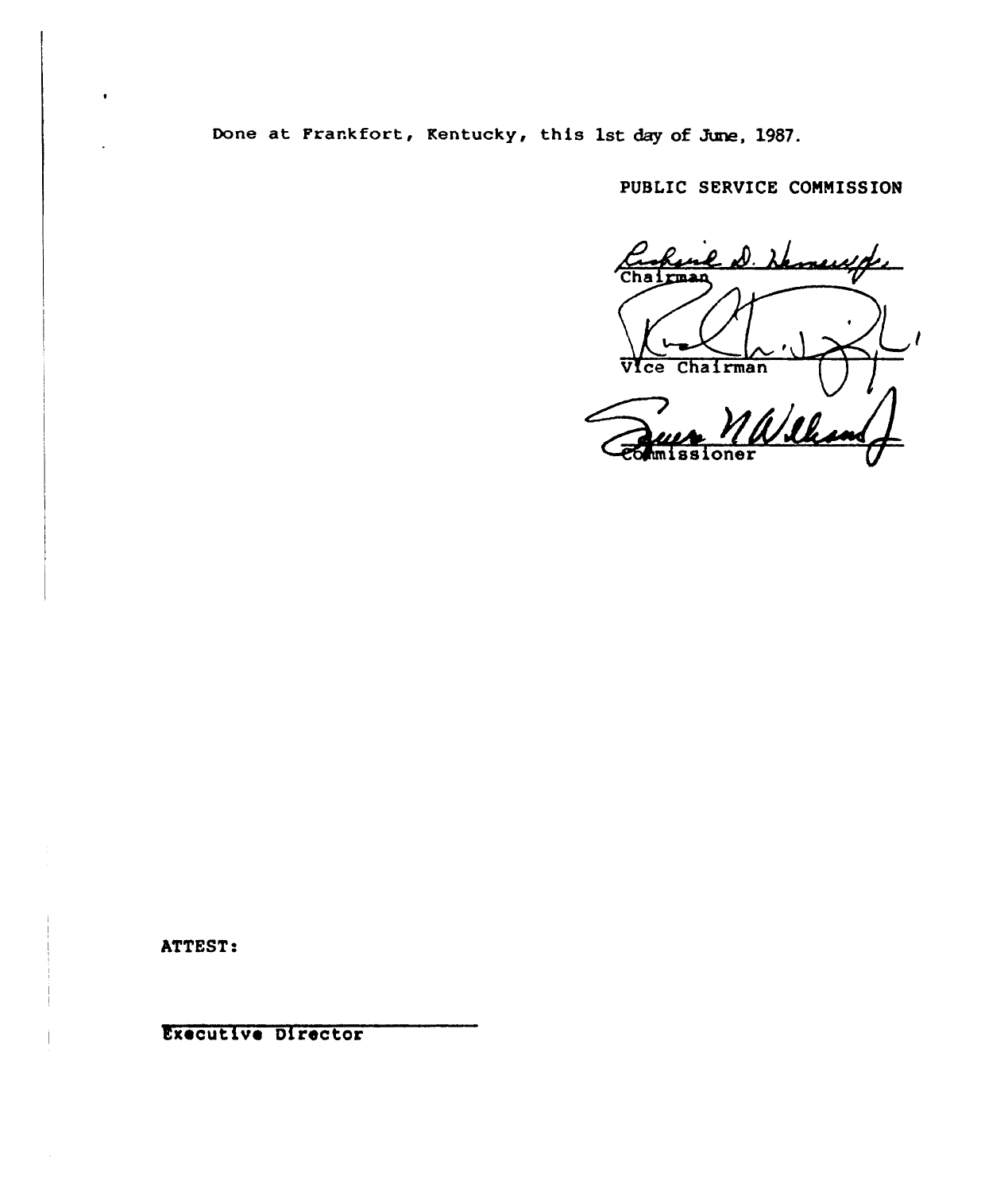Done at Frankfort, Kentucky, this 1st day of June, 1987.

PUBLIC SERVICE COMMISSION

Chairman

Vice Chairman

Commissioner

ATTEST:

Executive Director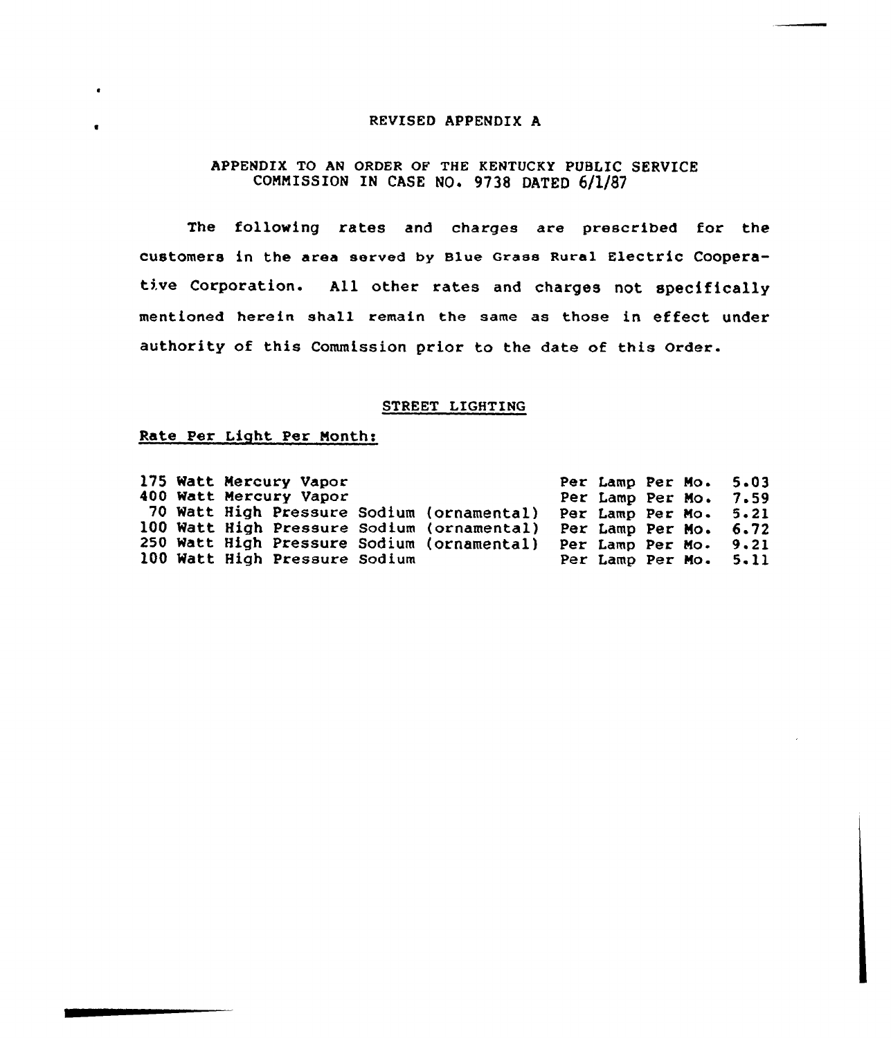REVISED APPENDIX A

APPENDIX TO AN ORDER OF THE KENTUCKY PUBLIC SERVICE COMMISSION IN CASE NO. 9738 DATED 6/1/87

The following rates and charges are prescribed for the customers in the area served by Blue Grass Rural Electric Cooperative Corporation. All other rates and charges not specifically mentioned herein shall remain the same as those in effect under authority of this Commission prior to the date of this Order.

STREET LIGHTING

Rate Per Light Per Month:

| | | |
|---|---|---|
| 175 Watt Mercury Vapor | Per Lamp Per Mo. | 5.03 |
| 400 Watt Mercury Vapor | Per Lamp Per Mo. | 7.59 |
| 70 Watt High Pressure Sodium (ornamental) | Per Lamp Per Mo. | 5.21 |
| 100 Watt High Pressure Sodium (ornamental) | Per Lamp Per Mo. | 6.72 |
| 250 Watt High Pressure Sodium (ornamental) | Per Lamp Per Mo. | 9.21 |
| 100 Watt High Pressure Sodium | Per Lamp Per Mo. | 5.11 |